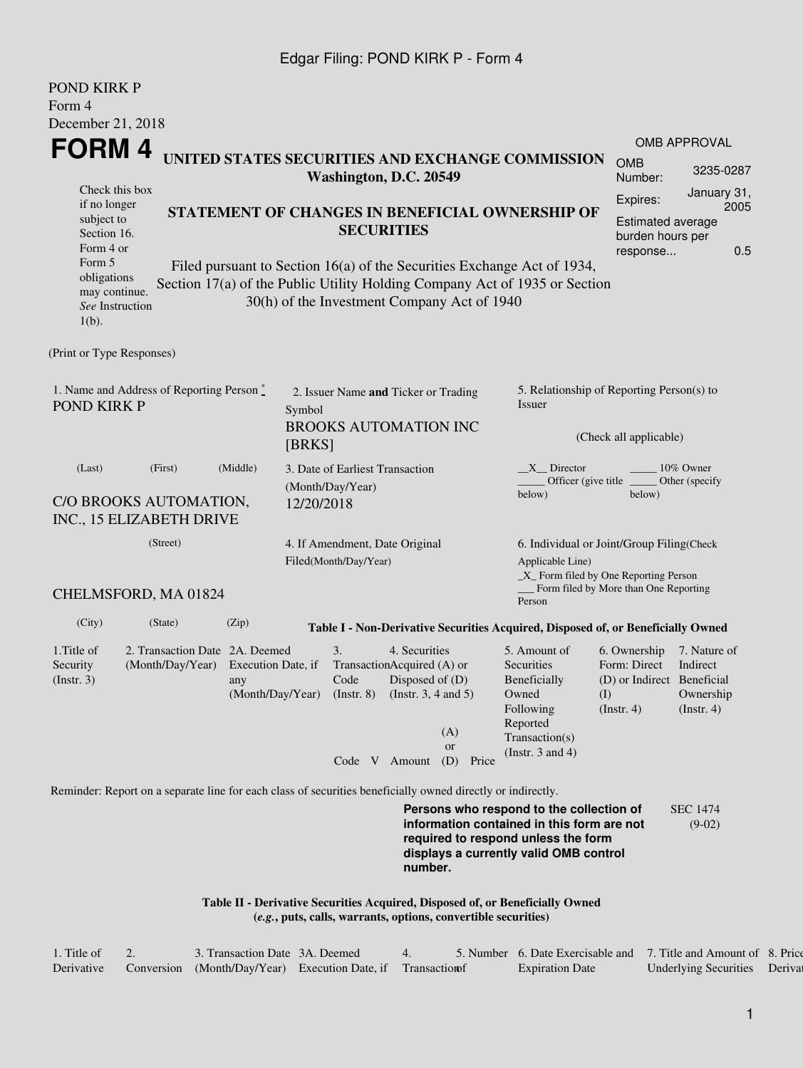POND KIRK P
Form 4
December 21, 2018

# FORM 4

**UNITED STATES SECURITIES AND EXCHANGE COMMISSION**
**Washington, D.C. 20549**

| OMB APPROVAL | |
|---|---|
| OMB Number: | 3235-0287 |
| Expires: | January 31, 2005 |
| Estimated average burden hours per response... | 0.5 |

Check this box if no longer subject to Section 16. Form 4 or Form 5 obligations may continue. *See* Instruction 1(b).

**STATEMENT OF CHANGES IN BENEFICIAL OWNERSHIP OF SECURITIES**

Filed pursuant to Section 16(a) of the Securities Exchange Act of 1934, Section 17(a) of the Public Utility Holding Company Act of 1935 or Section 30(h) of the Investment Company Act of 1940

(Print or Type Responses)

1. Name and Address of Reporting Person *
POND KIRK P

(Last) (First) (Middle)

C/O BROOKS AUTOMATION, INC., 15 ELIZABETH DRIVE

(Street)

CHELMSFORD, MA 01824

(City) (State) (Zip)

2. Issuer Name **and** Ticker or Trading Symbol
BROOKS AUTOMATION INC [BRKS]

3. Date of Earliest Transaction (Month/Day/Year)
12/20/2018

4. If Amendment, Date Original Filed(Month/Day/Year)

5. Relationship of Reporting Person(s) to Issuer

(Check all applicable)

\_\_X\_\_ Director \_\_\_\_\_ 10% Owner
\_\_\_\_\_ Officer (give title below) \_\_\_\_\_ Other (specify below)

6. Individual or Joint/Group Filing(Check Applicable Line)
\_X\_ Form filed by One Reporting Person
\_\_\_ Form filed by More than One Reporting Person

**Table I - Non-Derivative Securities Acquired, Disposed of, or Beneficially Owned**

| 1.Title of Security (Instr. 3) | 2. Transaction Date (Month/Day/Year) | 2A. Deemed Execution Date, if any (Month/Day/Year) | 3. Transaction Code (Instr. 8) | | 4. Securities Acquired (A) or Disposed of (D) (Instr. 3, 4 and 5) | | | 5. Amount of Securities Beneficially Owned Following Reported Transaction(s) (Instr. 3 and 4) | 6. Ownership Form: Direct (D) or Indirect (I) (Instr. 4) | 7. Nature of Indirect Beneficial Ownership (Instr. 4) |
|---|---|---|---|---|---|---|---|---|---|---|
| | | | Code | V | Amount | (A) or (D) | Price | | | |

Reminder: Report on a separate line for each class of securities beneficially owned directly or indirectly.

**Persons who respond to the collection of information contained in this form are not required to respond unless the form displays a currently valid OMB control number.**

SEC 1474 (9-02)

**Table II - Derivative Securities Acquired, Disposed of, or Beneficially Owned**
**(*e.g.*, puts, calls, warrants, options, convertible securities)**

| 1. Title of Derivative | 2. Conversion | 3. Transaction Date (Month/Day/Year) | 3A. Deemed Execution Date, if | 4. Transaction | 5. Number of | 6. Date Exercisable and Expiration Date | 7. Title and Amount of Underlying Securities | 8. Price of Derivat |
|---|---|---|---|---|---|---|---|---|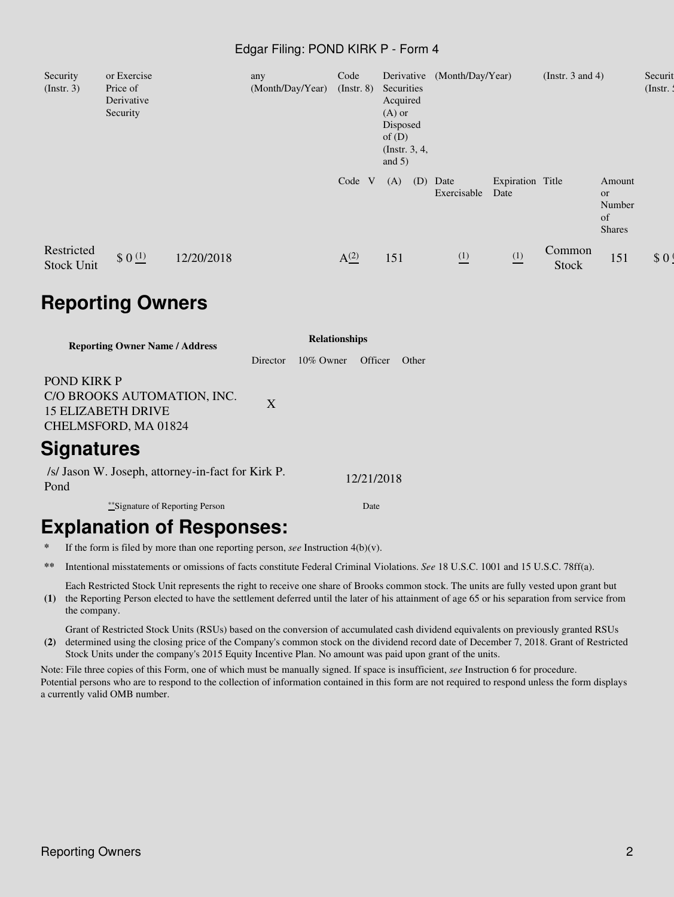| Security (Instr. 3) | or Exercise Price of Derivative Security | | any (Month/Day/Year) | Code (Instr. 8) | | Derivative Securities Acquired (A) or Disposed of (D) (Instr. 3, 4, and 5) | | (Month/Day/Year) | | (Instr. 3 and 4) | | Securit (Instr. 5 |
|---|---|---|---|---|---|---|---|---|---|---|---|---|
| | | | | Code | V | (A) | (D) | Date Exercisable | Expiration Date | Title | Amount or Number of Shares | |
| Restricted Stock Unit | $ 0 (1) | 12/20/2018 | | A (2) | | 151 | | (1) | (1) | Common Stock | 151 | $ 0 |

# Reporting Owners

| Reporting Owner Name / Address | Relationships | | | |
|---|---|---|---|---|
| | Director | 10% Owner | Officer | Other |
| POND KIRK P<br>C/O BROOKS AUTOMATION, INC.<br>15 ELIZABETH DRIVE<br>CHELMSFORD, MA 01824 | X | | | |

# Signatures

| | |
|---|---|
| /s/ Jason W. Joseph, attorney-in-fact for Kirk P. Pond | 12/21/2018 |
| **Signature of Reporting Person | Date |

# Explanation of Responses:

\* If the form is filed by more than one reporting person, *see* Instruction 4(b)(v).

** Intentional misstatements or omissions of facts constitute Federal Criminal Violations. *See* 18 U.S.C. 1001 and 15 U.S.C. 78ff(a).

**(1)** Each Restricted Stock Unit represents the right to receive one share of Brooks common stock. The units are fully vested upon grant but the Reporting Person elected to have the settlement deferred until the later of his attainment of age 65 or his separation from service from the company.

**(2)** Grant of Restricted Stock Units (RSUs) based on the conversion of accumulated cash dividend equivalents on previously granted RSUs determined using the closing price of the Company's common stock on the dividend record date of December 7, 2018. Grant of Restricted Stock Units under the company's 2015 Equity Incentive Plan. No amount was paid upon grant of the units.

Note: File three copies of this Form, one of which must be manually signed. If space is insufficient, *see* Instruction 6 for procedure.

Potential persons who are to respond to the collection of information contained in this form are not required to respond unless the form displays a currently valid OMB number.